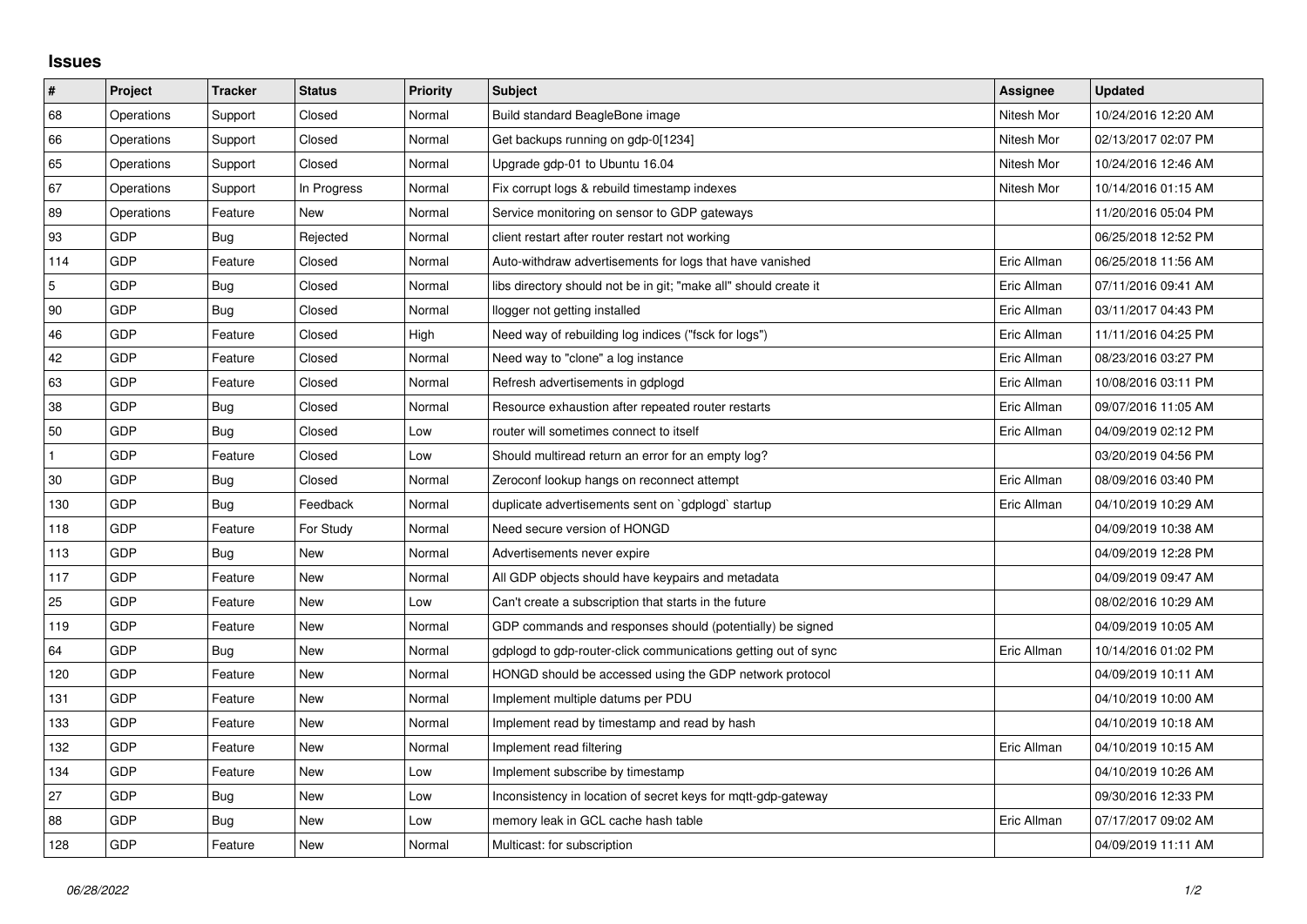## Issues

| # | Project | Tracker | Status | Priority | Subject | Assignee | Updated |
|---|---|---|---|---|---|---|---|
| 68 | Operations | Support | Closed | Normal | Build standard BeagleBone image | Nitesh Mor | 10/24/2016 12:20 AM |
| 66 | Operations | Support | Closed | Normal | Get backups running on gdp-0[1234] | Nitesh Mor | 02/13/2017 02:07 PM |
| 65 | Operations | Support | Closed | Normal | Upgrade gdp-01 to Ubuntu 16.04 | Nitesh Mor | 10/24/2016 12:46 AM |
| 67 | Operations | Support | In Progress | Normal | Fix corrupt logs & rebuild timestamp indexes | Nitesh Mor | 10/14/2016 01:15 AM |
| 89 | Operations | Feature | New | Normal | Service monitoring on sensor to GDP gateways | | 11/20/2016 05:04 PM |
| 93 | GDP | Bug | Rejected | Normal | client restart after router restart not working | | 06/25/2018 12:52 PM |
| 114 | GDP | Feature | Closed | Normal | Auto-withdraw advertisements for logs that have vanished | Eric Allman | 06/25/2018 11:56 AM |
| 5 | GDP | Bug | Closed | Normal | libs directory should not be in git; "make all" should create it | Eric Allman | 07/11/2016 09:41 AM |
| 90 | GDP | Bug | Closed | Normal | llogger not getting installed | Eric Allman | 03/11/2017 04:43 PM |
| 46 | GDP | Feature | Closed | High | Need way of rebuilding log indices ("fsck for logs") | Eric Allman | 11/11/2016 04:25 PM |
| 42 | GDP | Feature | Closed | Normal | Need way to "clone" a log instance | Eric Allman | 08/23/2016 03:27 PM |
| 63 | GDP | Feature | Closed | Normal | Refresh advertisements in gdplogd | Eric Allman | 10/08/2016 03:11 PM |
| 38 | GDP | Bug | Closed | Normal | Resource exhaustion after repeated router restarts | Eric Allman | 09/07/2016 11:05 AM |
| 50 | GDP | Bug | Closed | Low | router will sometimes connect to itself | Eric Allman | 04/09/2019 02:12 PM |
| 1 | GDP | Feature | Closed | Low | Should multiread return an error for an empty log? | | 03/20/2019 04:56 PM |
| 30 | GDP | Bug | Closed | Normal | Zeroconf lookup hangs on reconnect attempt | Eric Allman | 08/09/2016 03:40 PM |
| 130 | GDP | Bug | Feedback | Normal | duplicate advertisements sent on `gdplogd` startup | Eric Allman | 04/10/2019 10:29 AM |
| 118 | GDP | Feature | For Study | Normal | Need secure version of HONGD | | 04/09/2019 10:38 AM |
| 113 | GDP | Bug | New | Normal | Advertisements never expire | | 04/09/2019 12:28 PM |
| 117 | GDP | Feature | New | Normal | All GDP objects should have keypairs and metadata | | 04/09/2019 09:47 AM |
| 25 | GDP | Feature | New | Low | Can't create a subscription that starts in the future | | 08/02/2016 10:29 AM |
| 119 | GDP | Feature | New | Normal | GDP commands and responses should (potentially) be signed | | 04/09/2019 10:05 AM |
| 64 | GDP | Bug | New | Normal | gdplogd to gdp-router-click communications getting out of sync | Eric Allman | 10/14/2016 01:02 PM |
| 120 | GDP | Feature | New | Normal | HONGD should be accessed using the GDP network protocol | | 04/09/2019 10:11 AM |
| 131 | GDP | Feature | New | Normal | Implement multiple datums per PDU | | 04/10/2019 10:00 AM |
| 133 | GDP | Feature | New | Normal | Implement read by timestamp and read by hash | | 04/10/2019 10:18 AM |
| 132 | GDP | Feature | New | Normal | Implement read filtering | Eric Allman | 04/10/2019 10:15 AM |
| 134 | GDP | Feature | New | Low | Implement subscribe by timestamp | | 04/10/2019 10:26 AM |
| 27 | GDP | Bug | New | Low | Inconsistency in location of secret keys for mqtt-gdp-gateway | | 09/30/2016 12:33 PM |
| 88 | GDP | Bug | New | Low | memory leak in GCL cache hash table | Eric Allman | 07/17/2017 09:02 AM |
| 128 | GDP | Feature | New | Normal | Multicast: for subscription | | 04/09/2019 11:11 AM |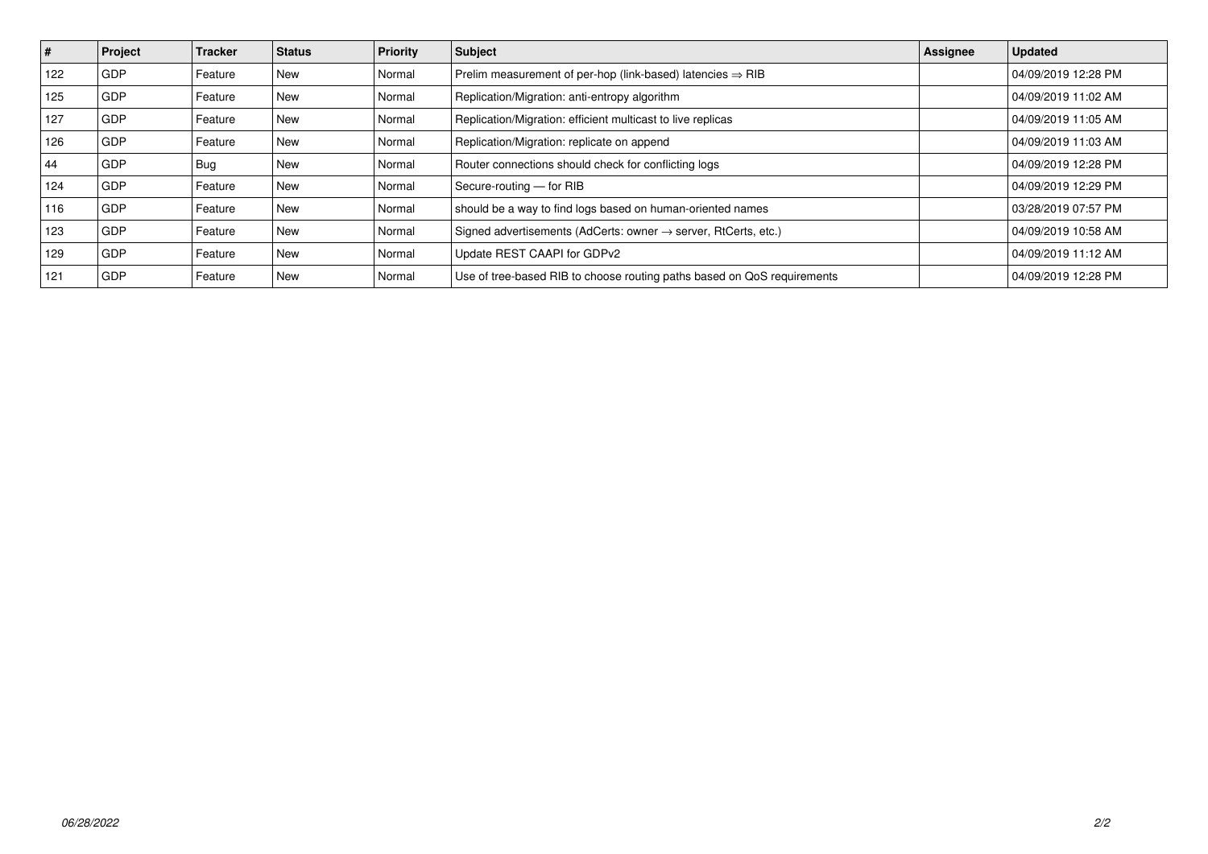| # | Project | Tracker | Status | Priority | Subject | Assignee | Updated |
|---|---|---|---|---|---|---|---|
| 122 | GDP | Feature | New | Normal | Prelim measurement of per-hop (link-based) latencies ⇒ RIB | | 04/09/2019 12:28 PM |
| 125 | GDP | Feature | New | Normal | Replication/Migration: anti-entropy algorithm | | 04/09/2019 11:02 AM |
| 127 | GDP | Feature | New | Normal | Replication/Migration: efficient multicast to live replicas | | 04/09/2019 11:05 AM |
| 126 | GDP | Feature | New | Normal | Replication/Migration: replicate on append | | 04/09/2019 11:03 AM |
| 44 | GDP | Bug | New | Normal | Router connections should check for conflicting logs | | 04/09/2019 12:28 PM |
| 124 | GDP | Feature | New | Normal | Secure-routing — for RIB | | 04/09/2019 12:29 PM |
| 116 | GDP | Feature | New | Normal | should be a way to find logs based on human-oriented names | | 03/28/2019 07:57 PM |
| 123 | GDP | Feature | New | Normal | Signed advertisements (AdCerts: owner → server, RtCerts, etc.) | | 04/09/2019 10:58 AM |
| 129 | GDP | Feature | New | Normal | Update REST CAAPI for GDPv2 | | 04/09/2019 11:12 AM |
| 121 | GDP | Feature | New | Normal | Use of tree-based RIB to choose routing paths based on QoS requirements | | 04/09/2019 12:28 PM |

*06/28/2022*